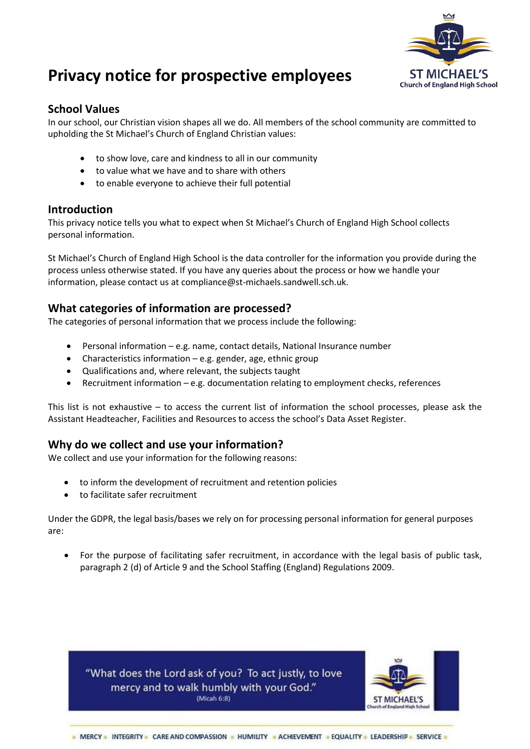# Privacy notice for prospective employees

## School Values

In our school, our Christian vision shapes all we do. All members of the school community are committed to upholding the St Michael's Church of England Christian values:

- to show love, care and kindness to all in our community
- to value what we have and to share with others
- to enable everyone to achieve their full potential

## Introduction

This privacy notice tells you what to expect when St Michael's Church of England High School collects personal information.

St Michael's Church of England High School is the data controller for the information you provide during the process unless otherwise stated. If you have any queries about the process or how we handle your information, please contact us at compliance@st-michaels.sandwell.sch.uk.

## What categories of information are processed?

The categories of personal information that we process include the following:

- Personal information – e.g. name, contact details, National Insurance number
- Characteristics information – e.g. gender, age, ethnic group
- Qualifications and, where relevant, the subjects taught
- Recruitment information – e.g. documentation relating to employment checks, references

This list is not exhaustive – to access the current list of information the school processes, please ask the Assistant Headteacher, Facilities and Resources to access the school's Data Asset Register.

## Why do we collect and use your information?

We collect and use your information for the following reasons:

- to inform the development of recruitment and retention policies
- to facilitate safer recruitment

Under the GDPR, the legal basis/bases we rely on for processing personal information for general purposes are:

- For the purpose of facilitating safer recruitment, in accordance with the legal basis of public task, paragraph 2 (d) of Article 9 and the School Staffing (England) Regulations 2009.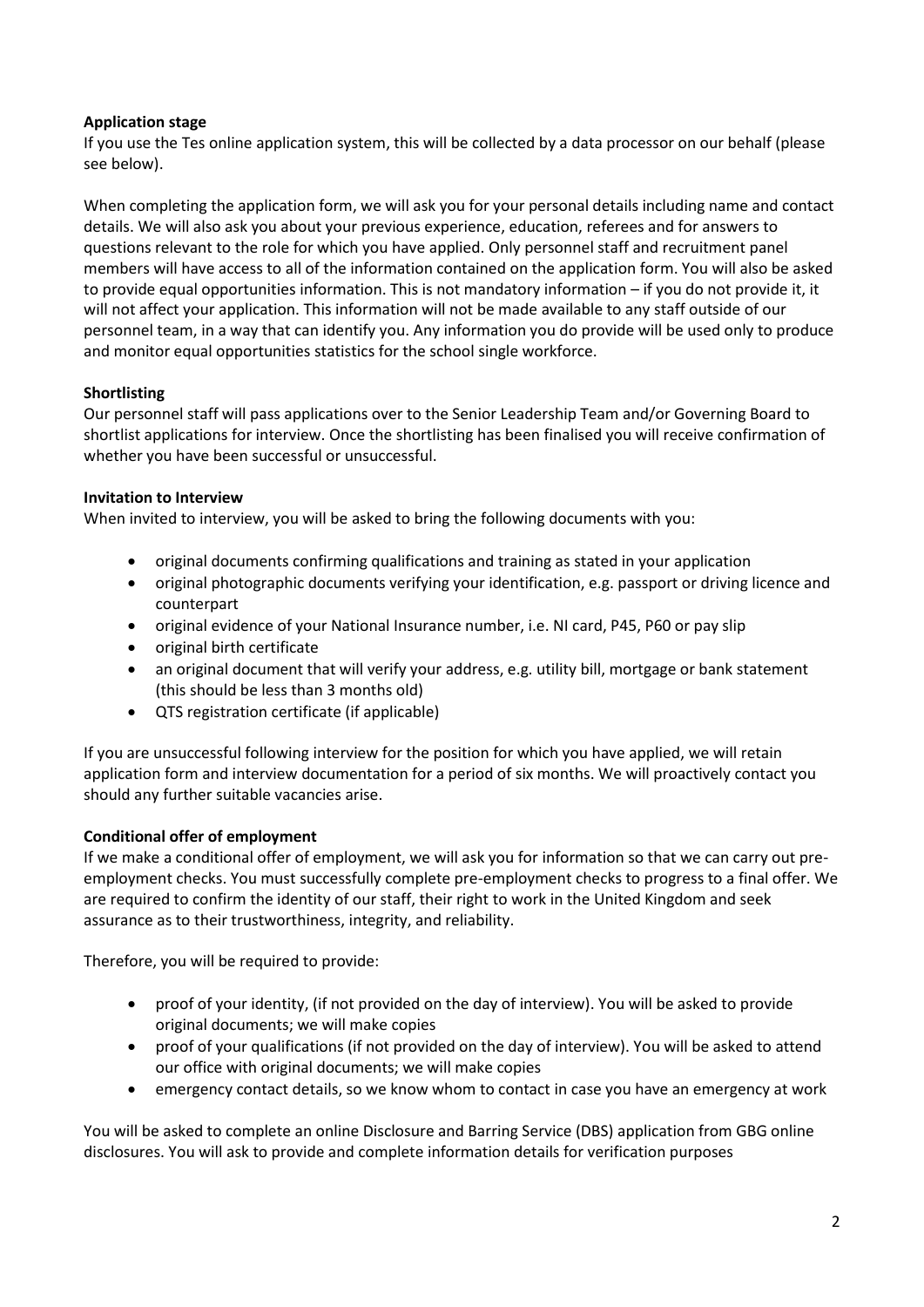**Application stage**

If you use the Tes online application system, this will be collected by a data processor on our behalf (please see below).

When completing the application form, we will ask you for your personal details including name and contact details. We will also ask you about your previous experience, education, referees and for answers to questions relevant to the role for which you have applied. Only personnel staff and recruitment panel members will have access to all of the information contained on the application form. You will also be asked to provide equal opportunities information. This is not mandatory information – if you do not provide it, it will not affect your application. This information will not be made available to any staff outside of our personnel team, in a way that can identify you. Any information you do provide will be used only to produce and monitor equal opportunities statistics for the school single workforce.

**Shortlisting**

Our personnel staff will pass applications over to the Senior Leadership Team and/or Governing Board to shortlist applications for interview. Once the shortlisting has been finalised you will receive confirmation of whether you have been successful or unsuccessful.

**Invitation to Interview**

When invited to interview, you will be asked to bring the following documents with you:

- original documents confirming qualifications and training as stated in your application
- original photographic documents verifying your identification, e.g. passport or driving licence and counterpart
- original evidence of your National Insurance number, i.e. NI card, P45, P60 or pay slip
- original birth certificate
- an original document that will verify your address, e.g. utility bill, mortgage or bank statement (this should be less than 3 months old)
- QTS registration certificate (if applicable)

If you are unsuccessful following interview for the position for which you have applied, we will retain application form and interview documentation for a period of six months. We will proactively contact you should any further suitable vacancies arise.

**Conditional offer of employment**

If we make a conditional offer of employment, we will ask you for information so that we can carry out pre-employment checks. You must successfully complete pre-employment checks to progress to a final offer. We are required to confirm the identity of our staff, their right to work in the United Kingdom and seek assurance as to their trustworthiness, integrity, and reliability.

Therefore, you will be required to provide:

- proof of your identity, (if not provided on the day of interview). You will be asked to provide original documents; we will make copies
- proof of your qualifications (if not provided on the day of interview). You will be asked to attend our office with original documents; we will make copies
- emergency contact details, so we know whom to contact in case you have an emergency at work

You will be asked to complete an online Disclosure and Barring Service (DBS) application from GBG online disclosures. You will ask to provide and complete information details for verification purposes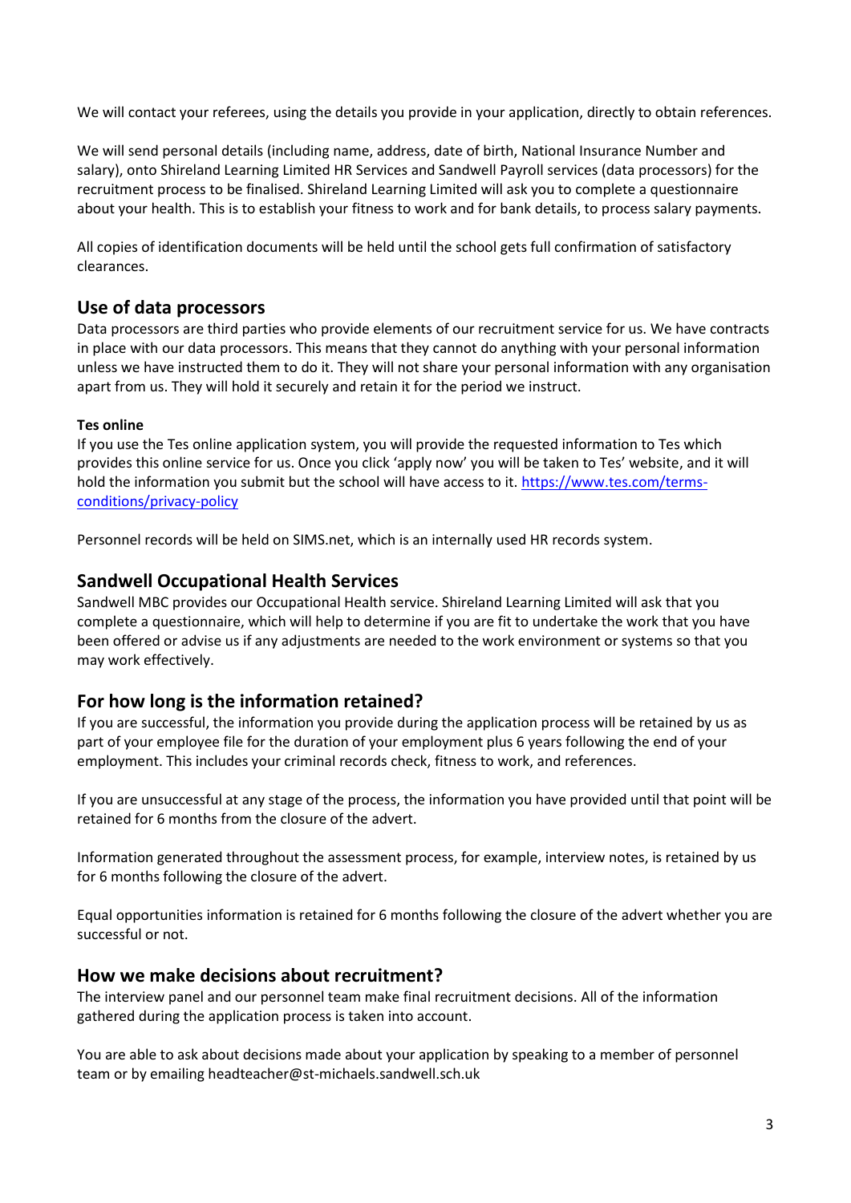We will contact your referees, using the details you provide in your application, directly to obtain references.

We will send personal details (including name, address, date of birth, National Insurance Number and salary), onto Shireland Learning Limited HR Services and Sandwell Payroll services (data processors) for the recruitment process to be finalised. Shireland Learning Limited will ask you to complete a questionnaire about your health. This is to establish your fitness to work and for bank details, to process salary payments.

All copies of identification documents will be held until the school gets full confirmation of satisfactory clearances.

## Use of data processors

Data processors are third parties who provide elements of our recruitment service for us. We have contracts in place with our data processors. This means that they cannot do anything with your personal information unless we have instructed them to do it. They will not share your personal information with any organisation apart from us. They will hold it securely and retain it for the period we instruct.

**Tes online**

If you use the Tes online application system, you will provide the requested information to Tes which provides this online service for us. Once you click 'apply now' you will be taken to Tes' website, and it will hold the information you submit but the school will have access to it. [https://www.tes.com/terms-conditions/privacy-policy](https://www.tes.com/terms-conditions/privacy-policy)

Personnel records will be held on SIMS.net, which is an internally used HR records system.

## Sandwell Occupational Health Services

Sandwell MBC provides our Occupational Health service. Shireland Learning Limited will ask that you complete a questionnaire, which will help to determine if you are fit to undertake the work that you have been offered or advise us if any adjustments are needed to the work environment or systems so that you may work effectively.

## For how long is the information retained?

If you are successful, the information you provide during the application process will be retained by us as part of your employee file for the duration of your employment plus 6 years following the end of your employment. This includes your criminal records check, fitness to work, and references.

If you are unsuccessful at any stage of the process, the information you have provided until that point will be retained for 6 months from the closure of the advert.

Information generated throughout the assessment process, for example, interview notes, is retained by us for 6 months following the closure of the advert.

Equal opportunities information is retained for 6 months following the closure of the advert whether you are successful or not.

## How we make decisions about recruitment?

The interview panel and our personnel team make final recruitment decisions. All of the information gathered during the application process is taken into account.

You are able to ask about decisions made about your application by speaking to a member of personnel team or by emailing headteacher@st-michaels.sandwell.sch.uk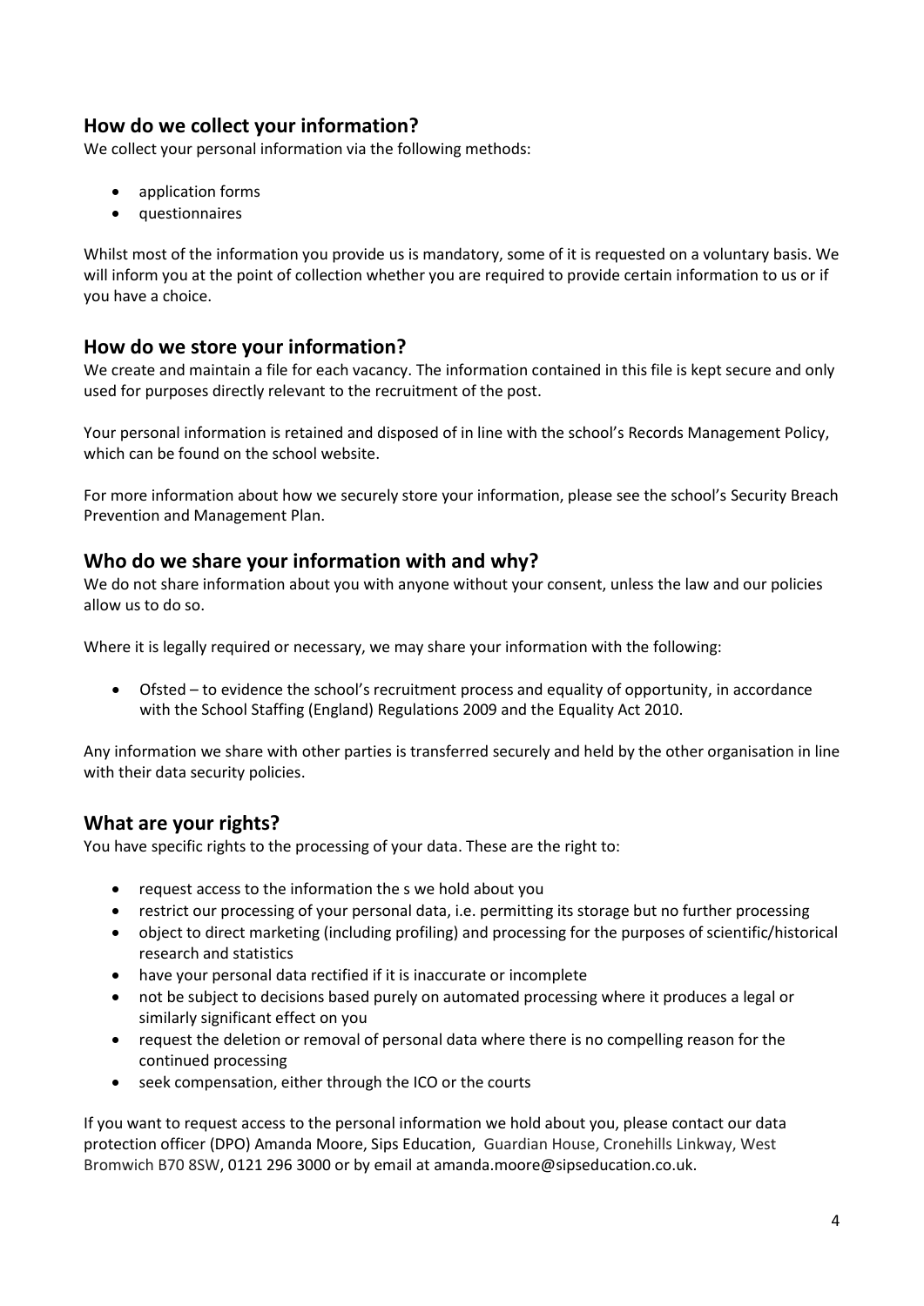## How do we collect your information?

We collect your personal information via the following methods:

- application forms
- questionnaires

Whilst most of the information you provide us is mandatory, some of it is requested on a voluntary basis. We will inform you at the point of collection whether you are required to provide certain information to us or if you have a choice.

## How do we store your information?

We create and maintain a file for each vacancy. The information contained in this file is kept secure and only used for purposes directly relevant to the recruitment of the post.

Your personal information is retained and disposed of in line with the school's Records Management Policy, which can be found on the school website.

For more information about how we securely store your information, please see the school's Security Breach Prevention and Management Plan.

## Who do we share your information with and why?

We do not share information about you with anyone without your consent, unless the law and our policies allow us to do so.

Where it is legally required or necessary, we may share your information with the following:

- Ofsted – to evidence the school's recruitment process and equality of opportunity, in accordance with the School Staffing (England) Regulations 2009 and the Equality Act 2010.

Any information we share with other parties is transferred securely and held by the other organisation in line with their data security policies.

## What are your rights?

You have specific rights to the processing of your data. These are the right to:

- request access to the information the s we hold about you
- restrict our processing of your personal data, i.e. permitting its storage but no further processing
- object to direct marketing (including profiling) and processing for the purposes of scientific/historical research and statistics
- have your personal data rectified if it is inaccurate or incomplete
- not be subject to decisions based purely on automated processing where it produces a legal or similarly significant effect on you
- request the deletion or removal of personal data where there is no compelling reason for the continued processing
- seek compensation, either through the ICO or the courts

If you want to request access to the personal information we hold about you, please contact our data protection officer (DPO) Amanda Moore, Sips Education, Guardian House, Cronehills Linkway, West Bromwich B70 8SW, 0121 296 3000 or by email at amanda.moore@sipseducation.co.uk.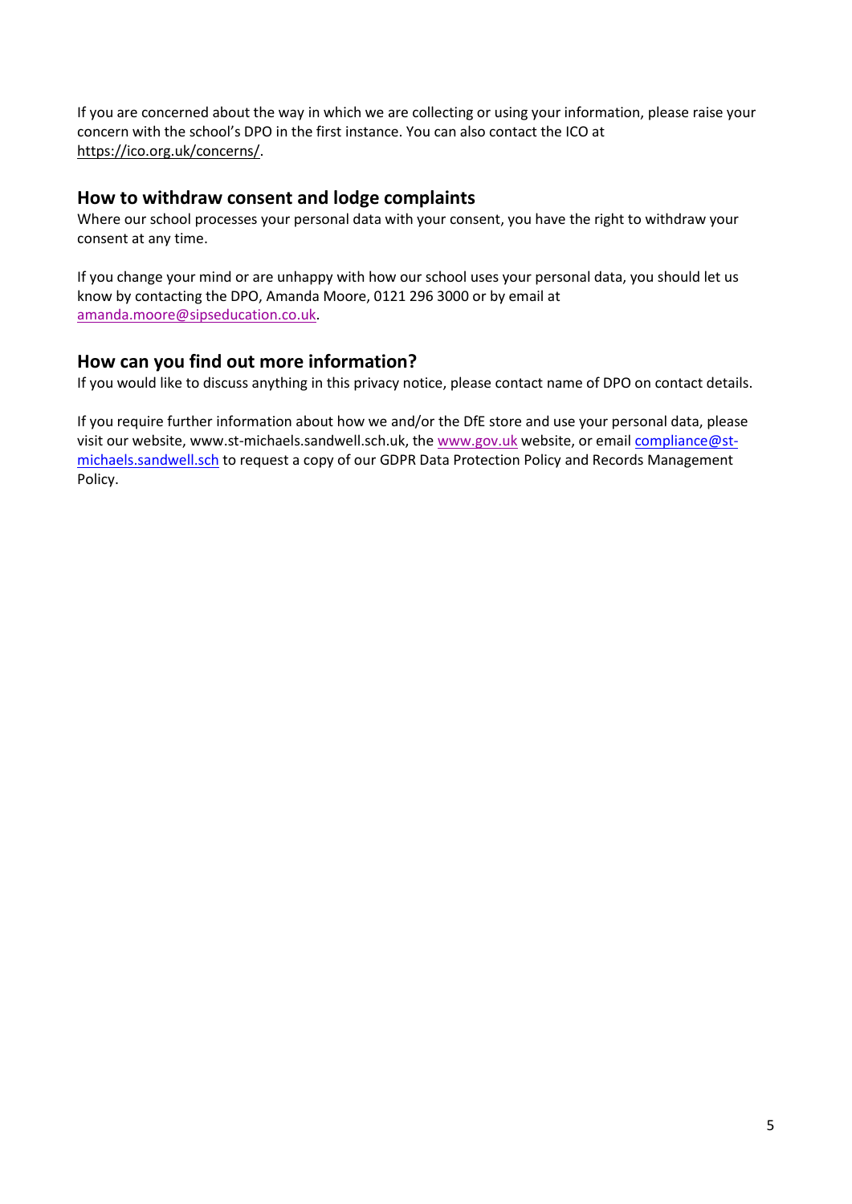If you are concerned about the way in which we are collecting or using your information, please raise your concern with the school's DPO in the first instance. You can also contact the ICO at https://ico.org.uk/concerns/.

## How to withdraw consent and lodge complaints

Where our school processes your personal data with your consent, you have the right to withdraw your consent at any time.

If you change your mind or are unhappy with how our school uses your personal data, you should let us know by contacting the DPO, Amanda Moore, 0121 296 3000 or by email at amanda.moore@sipseducation.co.uk.

## How can you find out more information?

If you would like to discuss anything in this privacy notice, please contact name of DPO on contact details.

If you require further information about how we and/or the DfE store and use your personal data, please visit our website, www.st-michaels.sandwell.sch.uk, the www.gov.uk website, or email compliance@st-michaels.sandwell.sch to request a copy of our GDPR Data Protection Policy and Records Management Policy.